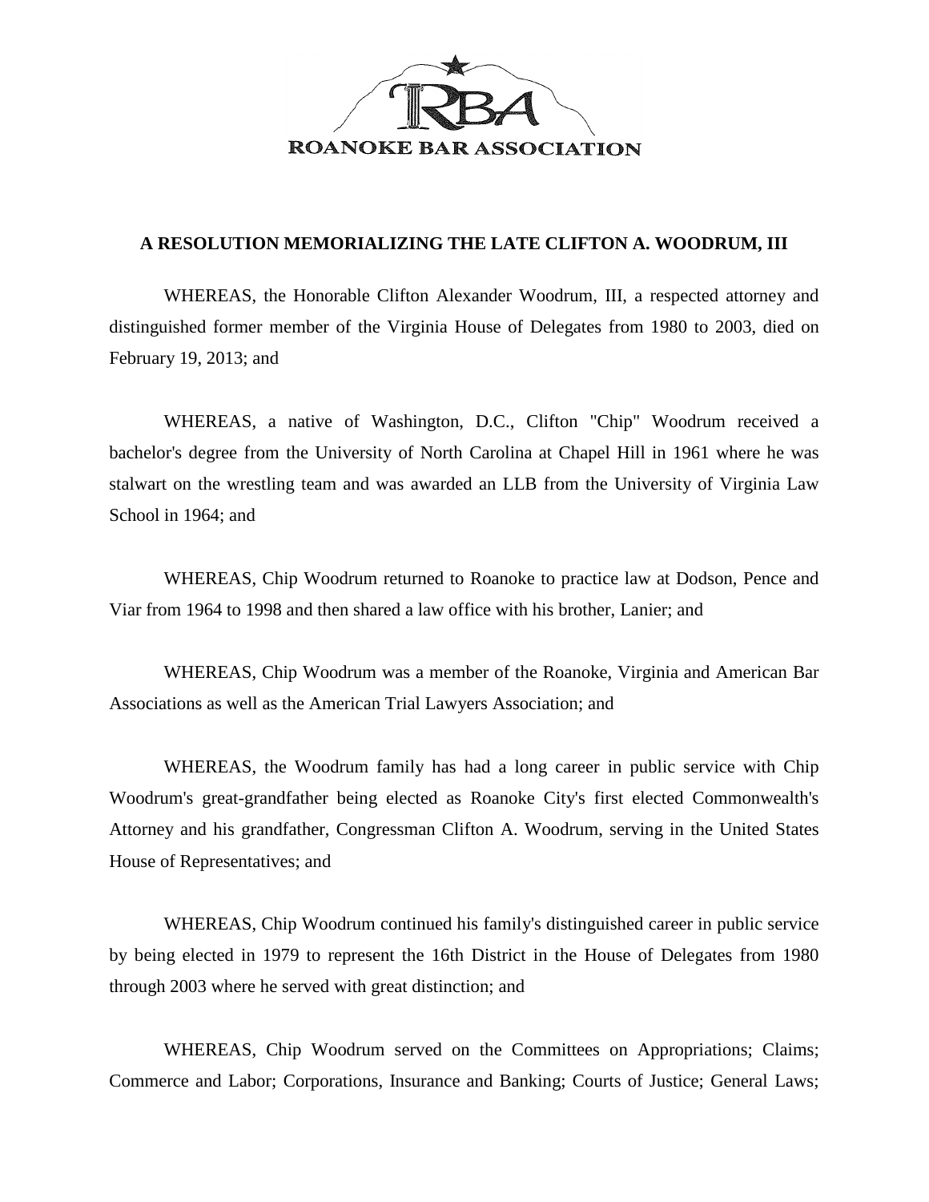ROANOKE BAR ASSOCIATION

**A RESOLUTION MEMORIALIZING THE LATE CLIFTON A. WOODRUM, III**

WHEREAS, the Honorable Clifton Alexander Woodrum, III, a respected attorney and distinguished former member of the Virginia House of Delegates from 1980 to 2003, died on February 19, 2013; and

WHEREAS, a native of Washington, D.C., Clifton "Chip" Woodrum received a bachelor's degree from the University of North Carolina at Chapel Hill in 1961 where he was stalwart on the wrestling team and was awarded an LLB from the University of Virginia Law School in 1964; and

WHEREAS, Chip Woodrum returned to Roanoke to practice law at Dodson, Pence and Viar from 1964 to 1998 and then shared a law office with his brother, Lanier; and

WHEREAS, Chip Woodrum was a member of the Roanoke, Virginia and American Bar Associations as well as the American Trial Lawyers Association; and

WHEREAS, the Woodrum family has had a long career in public service with Chip Woodrum's great-grandfather being elected as Roanoke City's first elected Commonwealth's Attorney and his grandfather, Congressman Clifton A. Woodrum, serving in the United States House of Representatives; and

WHEREAS, Chip Woodrum continued his family's distinguished career in public service by being elected in 1979 to represent the 16th District in the House of Delegates from 1980 through 2003 where he served with great distinction; and

WHEREAS, Chip Woodrum served on the Committees on Appropriations; Claims; Commerce and Labor; Corporations, Insurance and Banking; Courts of Justice; General Laws;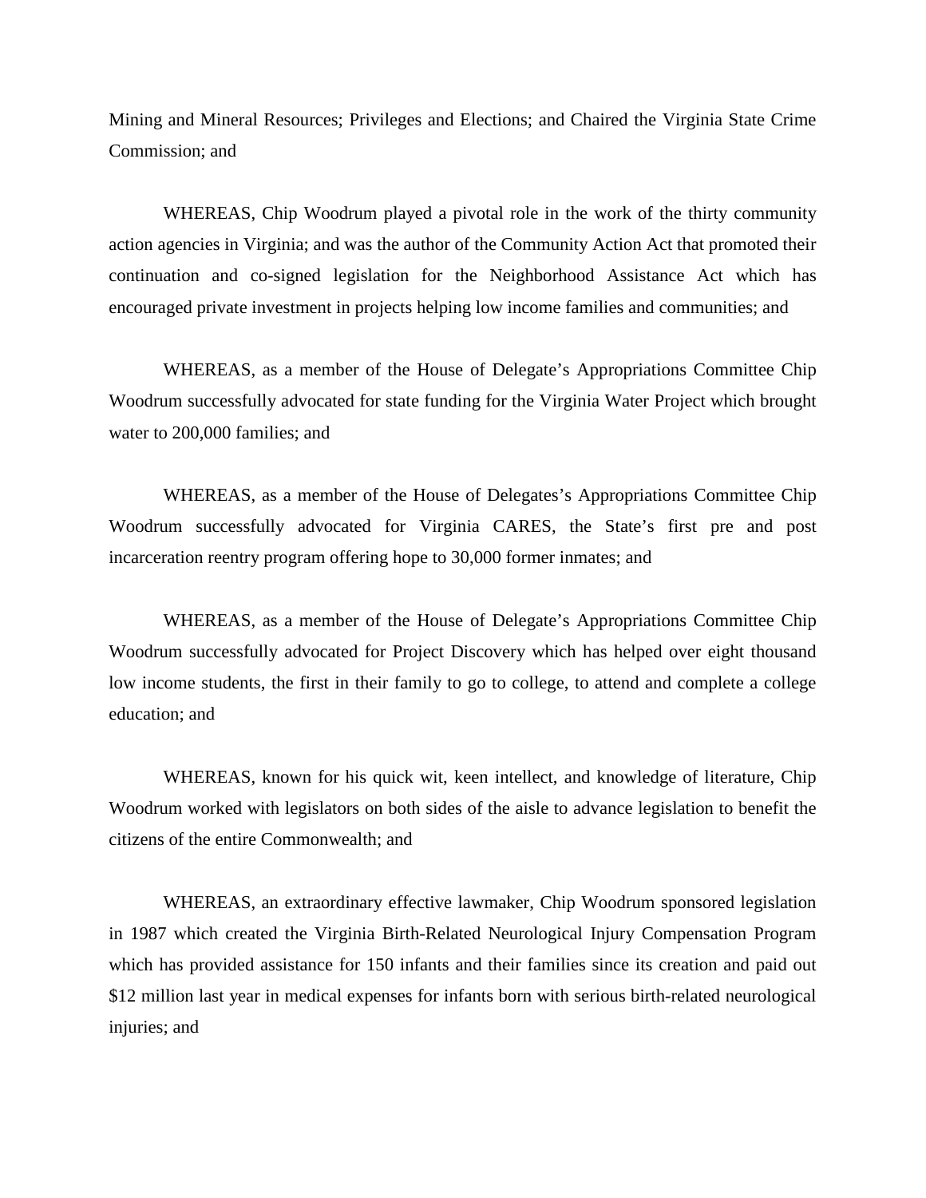Mining and Mineral Resources; Privileges and Elections; and Chaired the Virginia State Crime Commission; and

WHEREAS, Chip Woodrum played a pivotal role in the work of the thirty community action agencies in Virginia; and was the author of the Community Action Act that promoted their continuation and co-signed legislation for the Neighborhood Assistance Act which has encouraged private investment in projects helping low income families and communities; and

WHEREAS, as a member of the House of Delegate's Appropriations Committee Chip Woodrum successfully advocated for state funding for the Virginia Water Project which brought water to 200,000 families; and

WHEREAS, as a member of the House of Delegates's Appropriations Committee Chip Woodrum successfully advocated for Virginia CARES, the State's first pre and post incarceration reentry program offering hope to 30,000 former inmates; and

WHEREAS, as a member of the House of Delegate's Appropriations Committee Chip Woodrum successfully advocated for Project Discovery which has helped over eight thousand low income students, the first in their family to go to college, to attend and complete a college education; and

WHEREAS, known for his quick wit, keen intellect, and knowledge of literature, Chip Woodrum worked with legislators on both sides of the aisle to advance legislation to benefit the citizens of the entire Commonwealth; and

WHEREAS, an extraordinary effective lawmaker, Chip Woodrum sponsored legislation in 1987 which created the Virginia Birth-Related Neurological Injury Compensation Program which has provided assistance for 150 infants and their families since its creation and paid out $12 million last year in medical expenses for infants born with serious birth-related neurological injuries; and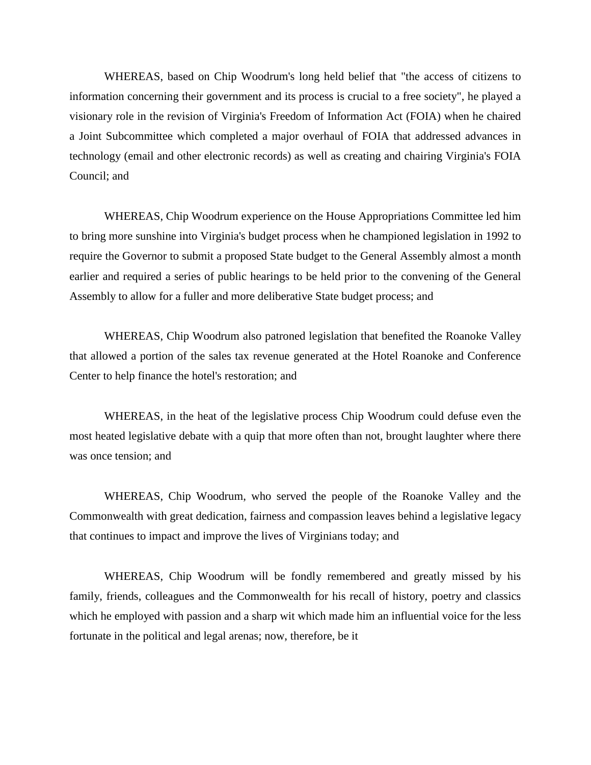WHEREAS, based on Chip Woodrum's long held belief that "the access of citizens to information concerning their government and its process is crucial to a free society", he played a visionary role in the revision of Virginia's Freedom of Information Act (FOIA) when he chaired a Joint Subcommittee which completed a major overhaul of FOIA that addressed advances in technology (email and other electronic records) as well as creating and chairing Virginia's FOIA Council; and

WHEREAS, Chip Woodrum experience on the House Appropriations Committee led him to bring more sunshine into Virginia's budget process when he championed legislation in 1992 to require the Governor to submit a proposed State budget to the General Assembly almost a month earlier and required a series of public hearings to be held prior to the convening of the General Assembly to allow for a fuller and more deliberative State budget process; and

WHEREAS, Chip Woodrum also patroned legislation that benefited the Roanoke Valley that allowed a portion of the sales tax revenue generated at the Hotel Roanoke and Conference Center to help finance the hotel's restoration; and

WHEREAS, in the heat of the legislative process Chip Woodrum could defuse even the most heated legislative debate with a quip that more often than not, brought laughter where there was once tension; and

WHEREAS, Chip Woodrum, who served the people of the Roanoke Valley and the Commonwealth with great dedication, fairness and compassion leaves behind a legislative legacy that continues to impact and improve the lives of Virginians today; and

WHEREAS, Chip Woodrum will be fondly remembered and greatly missed by his family, friends, colleagues and the Commonwealth for his recall of history, poetry and classics which he employed with passion and a sharp wit which made him an influential voice for the less fortunate in the political and legal arenas; now, therefore, be it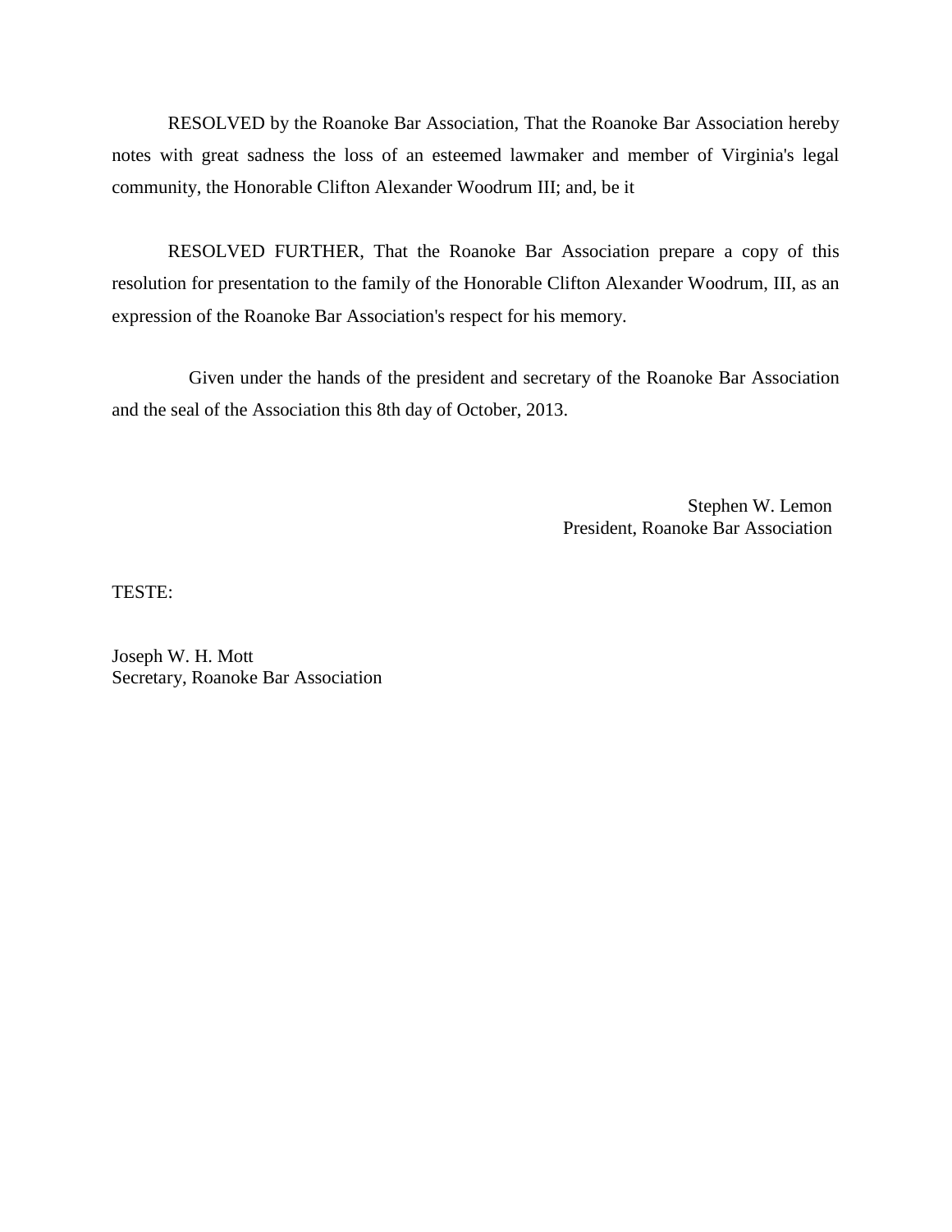RESOLVED by the Roanoke Bar Association, That the Roanoke Bar Association hereby notes with great sadness the loss of an esteemed lawmaker and member of Virginia's legal community, the Honorable Clifton Alexander Woodrum III; and, be it

RESOLVED FURTHER, That the Roanoke Bar Association prepare a copy of this resolution for presentation to the family of the Honorable Clifton Alexander Woodrum, III, as an expression of the Roanoke Bar Association's respect for his memory.

Given under the hands of the president and secretary of the Roanoke Bar Association and the seal of the Association this 8th day of October, 2013.

Stephen W. Lemon
President, Roanoke Bar Association

TESTE:

Joseph W. H. Mott
Secretary, Roanoke Bar Association